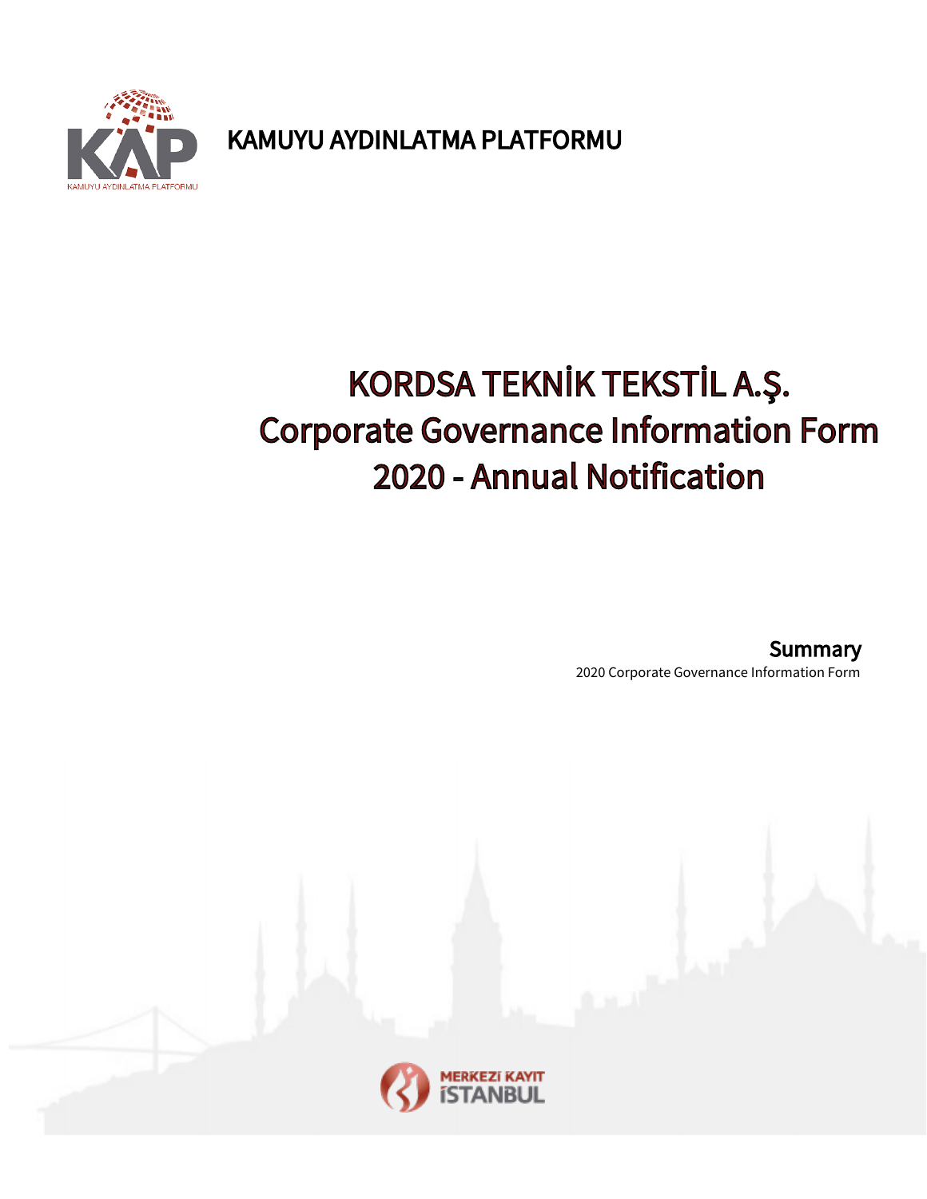KAMUYU AYDINLATMA PLATFORMU

# KORDSA TEKNİK TEKSTİL A.Ş.
# Corporate Governance Information Form
# 2020 - Annual Notification

## Summary

2020 Corporate Governance Information Form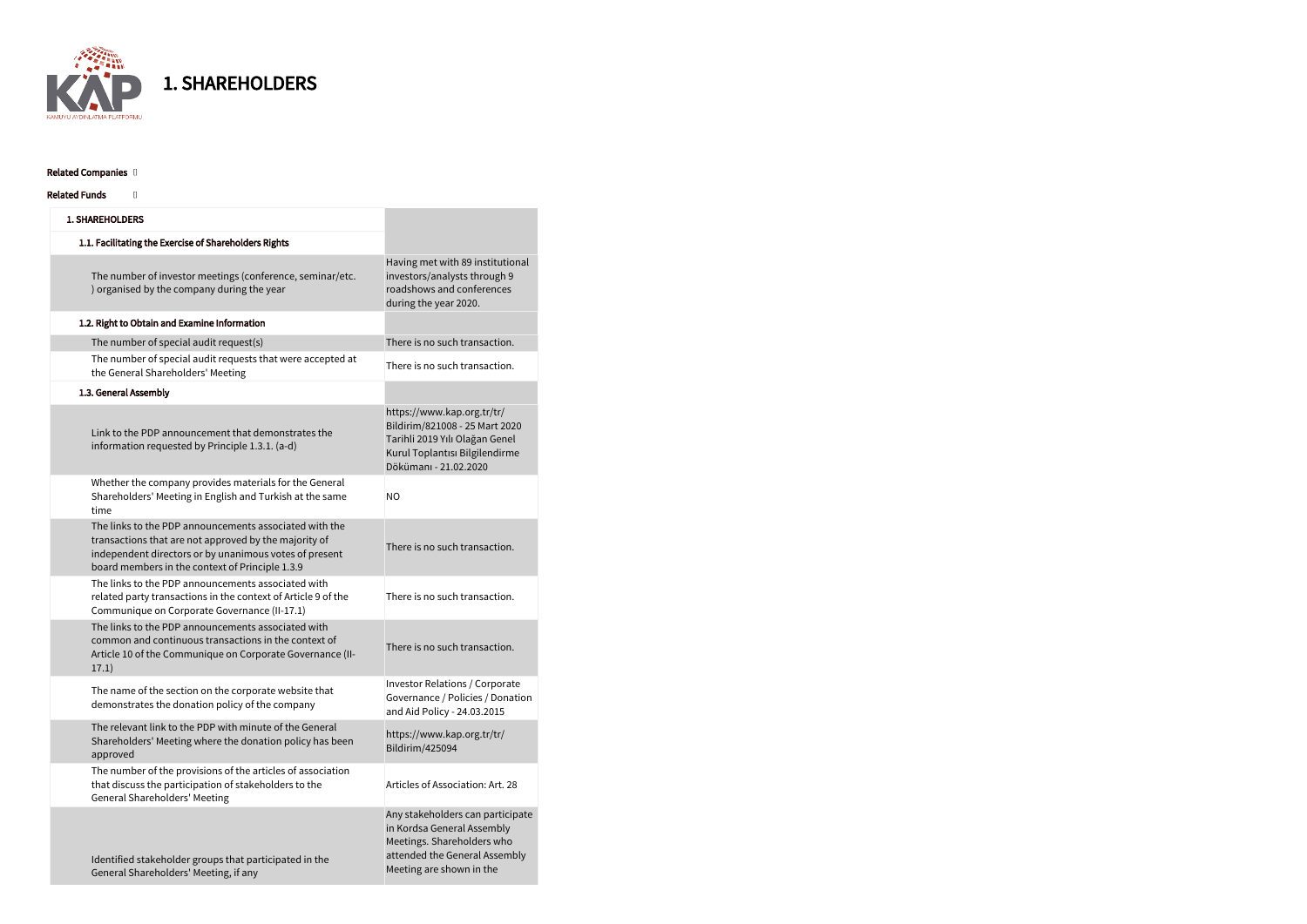# 1. SHAREHOLDERS

**Related Companies** []

**Related Funds** []

| 1. SHAREHOLDERS | |
|---|---|
| **1.1. Facilitating the Exercise of Shareholders Rights** | |
| The number of investor meetings (conference, seminar/etc. ) organised by the company during the year | Having met with 89 institutional investors/analysts through 9 roadshows and conferences during the year 2020. |
| **1.2. Right to Obtain and Examine Information** | |
| The number of special audit request(s) | There is no such transaction. |
| The number of special audit requests that were accepted at the General Shareholders' Meeting | There is no such transaction. |
| **1.3. General Assembly** | |
| Link to the PDP announcement that demonstrates the information requested by Principle 1.3.1. (a-d) | https://www.kap.org.tr/tr/Bildirim/821008 - 25 Mart 2020 Tarihli 2019 Yılı Olağan Genel Kurul Toplantısı Bilgilendirme Dökümanı - 21.02.2020 |
| Whether the company provides materials for the General Shareholders' Meeting in English and Turkish at the same time | NO |
| The links to the PDP announcements associated with the transactions that are not approved by the majority of independent directors or by unanimous votes of present board members in the context of Principle 1.3.9 | There is no such transaction. |
| The links to the PDP announcements associated with related party transactions in the context of Article 9 of the Communique on Corporate Governance (II-17.1) | There is no such transaction. |
| The links to the PDP announcements associated with common and continuous transactions in the context of Article 10 of the Communique on Corporate Governance (II-17.1) | There is no such transaction. |
| The name of the section on the corporate website that demonstrates the donation policy of the company | Investor Relations / Corporate Governance / Policies / Donation and Aid Policy - 24.03.2015 |
| The relevant link to the PDP with minute of the General Shareholders' Meeting where the donation policy has been approved | https://www.kap.org.tr/tr/Bildirim/425094 |
| The number of the provisions of the articles of association that discuss the participation of stakeholders to the General Shareholders' Meeting | Articles of Association: Art. 28 |
| Identified stakeholder groups that participated in the General Shareholders' Meeting, if any | Any stakeholders can participate in Kordsa General Assembly Meetings. Shareholders who attended the General Assembly Meeting are shown in the |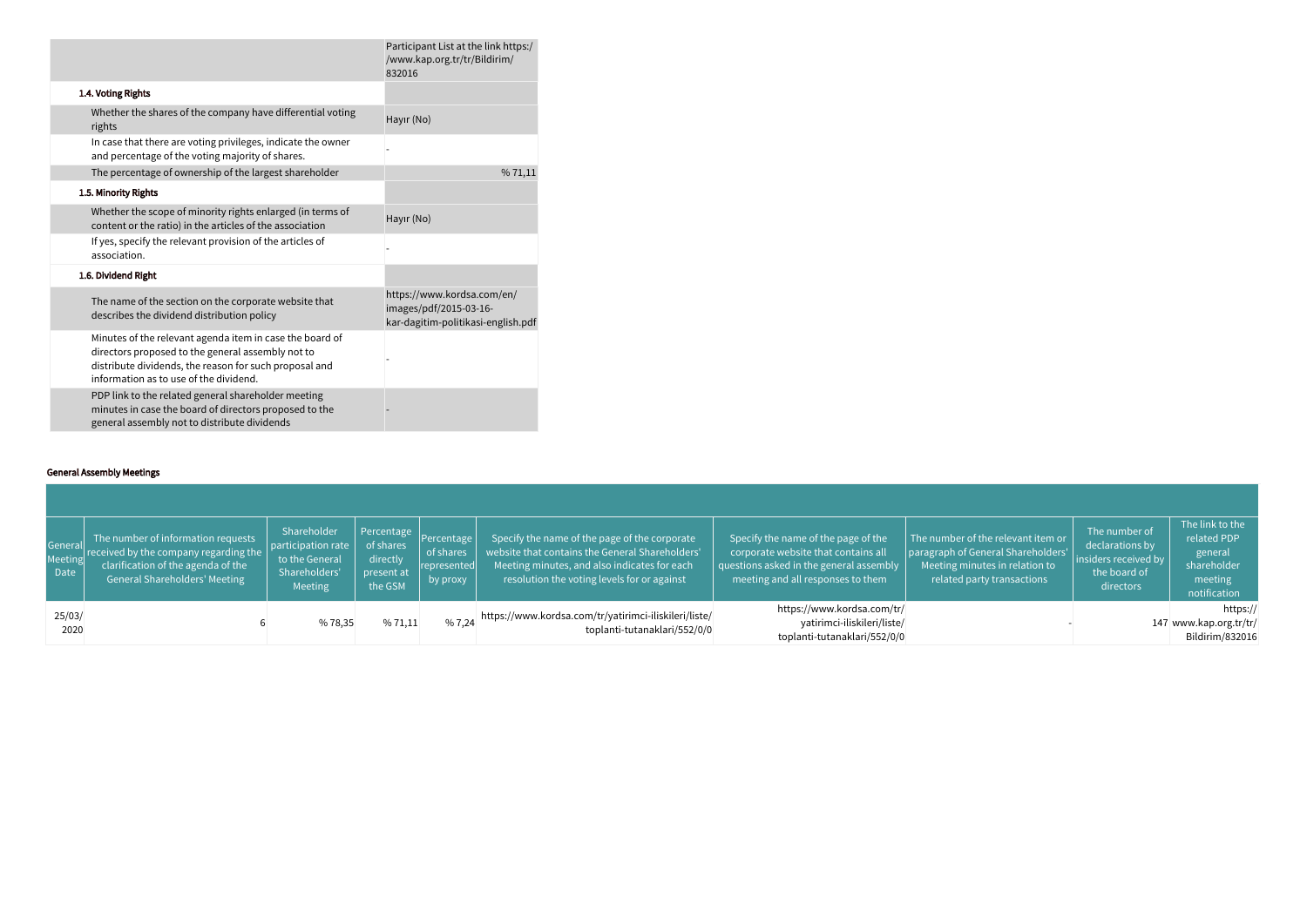|  | Participant List at the link https://www.kap.org.tr/tr/Bildirim/832016 |
|---|---|
| **1.4. Voting Rights** | |
| Whether the shares of the company have differential voting rights | Hayır (No) |
| In case that there are voting privileges, indicate the owner and percentage of the voting majority of shares. | - |
| The percentage of ownership of the largest shareholder | % 71,11 |
| **1.5. Minority Rights** | |
| Whether the scope of minority rights enlarged (in terms of content or the ratio) in the articles of the association | Hayır (No) |
| If yes, specify the relevant provision of the articles of association. | - |
| **1.6. Dividend Right** | |
| The name of the section on the corporate website that describes the dividend distribution policy | https://www.kordsa.com/en/images/pdf/2015-03-16-kar-dagitim-politikasi-english.pdf |
| Minutes of the relevant agenda item in case the board of directors proposed to the general assembly not to distribute dividends, the reason for such proposal and information as to use of the dividend. | - |
| PDP link to the related general shareholder meeting minutes in case the board of directors proposed to the general assembly not to distribute dividends | - |

**General Assembly Meetings**

| General Meeting Date | The number of information requests received by the company regarding the clarification of the agenda of the General Shareholders' Meeting | Shareholder participation rate to the General Shareholders' Meeting | Percentage of shares directly present at the GSM | Percentage of shares represented by proxy | Specify the name of the page of the corporate website that contains the General Shareholders' Meeting minutes, and also indicates for each resolution the voting levels for or against | Specify the name of the page of the corporate website that contains all questions asked in the general assembly meeting and all responses to them | The number of the relevant item or paragraph of General Shareholders' Meeting minutes in relation to related party transactions | The number of declarations by insiders received by the board of directors | The link to the related PDP general shareholder meeting notification |
|---|---|---|---|---|---|---|---|---|---|
| 25/03/2020 | 6 | % 78,35 | % 71,11 | % 7,24 | https://www.kordsa.com/tr/yatirimci-iliskileri/liste/toplanti-tutanaklari/552/0/0 | https://www.kordsa.com/tr/yatirimci-iliskileri/liste/toplanti-tutanaklari/552/0/0 | - | 147 | https://www.kap.org.tr/tr/Bildirim/832016 |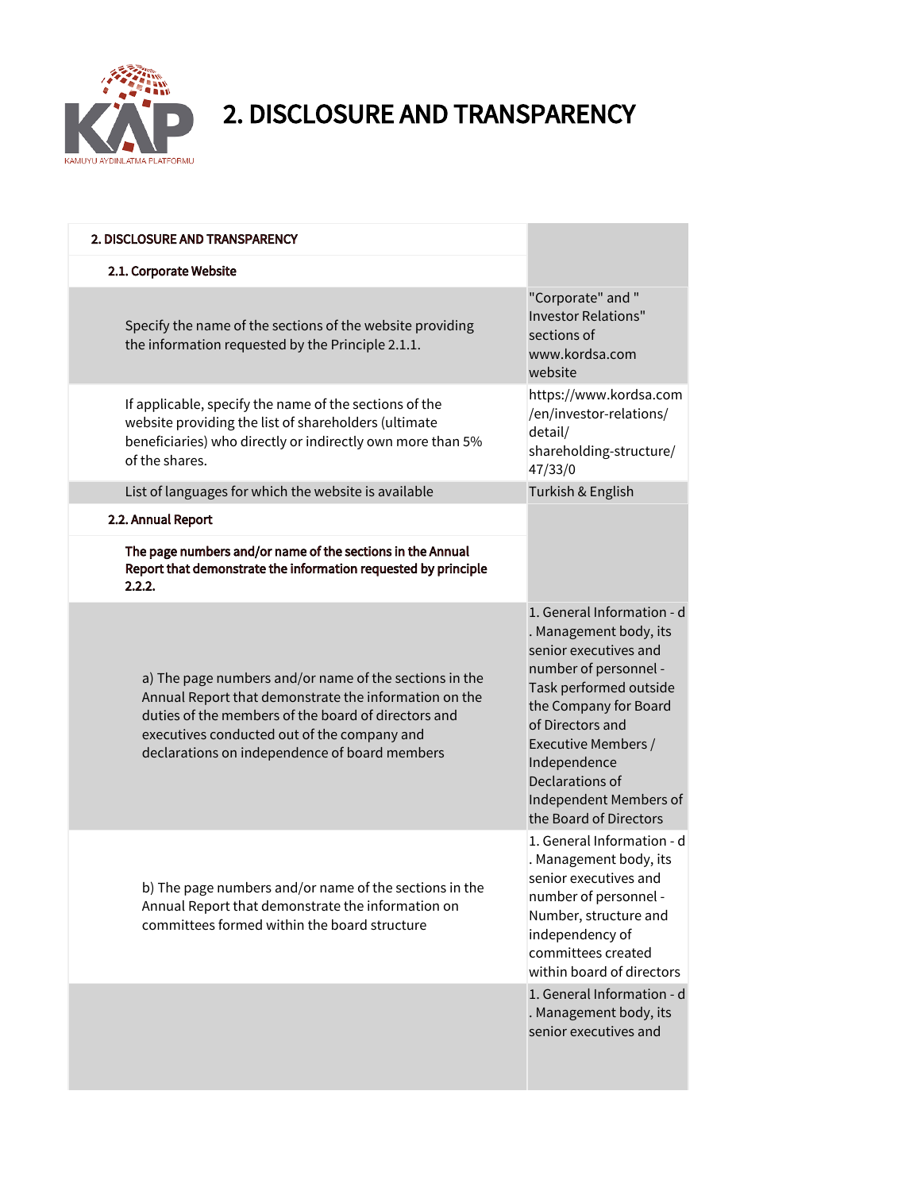# 2. DISCLOSURE AND TRANSPARENCY

| 2. DISCLOSURE AND TRANSPARENCY | |
|---|---|
| **2.1. Corporate Website** | |
| Specify the name of the sections of the website providing the information requested by the Principle 2.1.1. | "Corporate" and " Investor Relations" sections of www.kordsa.com website |
| If applicable, specify the name of the sections of the website providing the list of shareholders (ultimate beneficiaries) who directly or indirectly own more than 5% of the shares. | https://www.kordsa.com/en/investor-relations/detail/shareholding-structure/47/33/0 |
| List of languages for which the website is available | Turkish & English |
| **2.2. Annual Report** | |
| **The page numbers and/or name of the sections in the Annual Report that demonstrate the information requested by principle 2.2.2.** | |
| a) The page numbers and/or name of the sections in the Annual Report that demonstrate the information on the duties of the members of the board of directors and executives conducted out of the company and declarations on independence of board members | 1. General Information - d. Management body, its senior executives and number of personnel - Task performed outside the Company for Board of Directors and Executive Members / Independence Declarations of Independent Members of the Board of Directors |
| b) The page numbers and/or name of the sections in the Annual Report that demonstrate the information on committees formed within the board structure | 1. General Information - d. Management body, its senior executives and number of personnel - Number, structure and independency of committees created within board of directors |
| | 1. General Information - d. Management body, its senior executives and |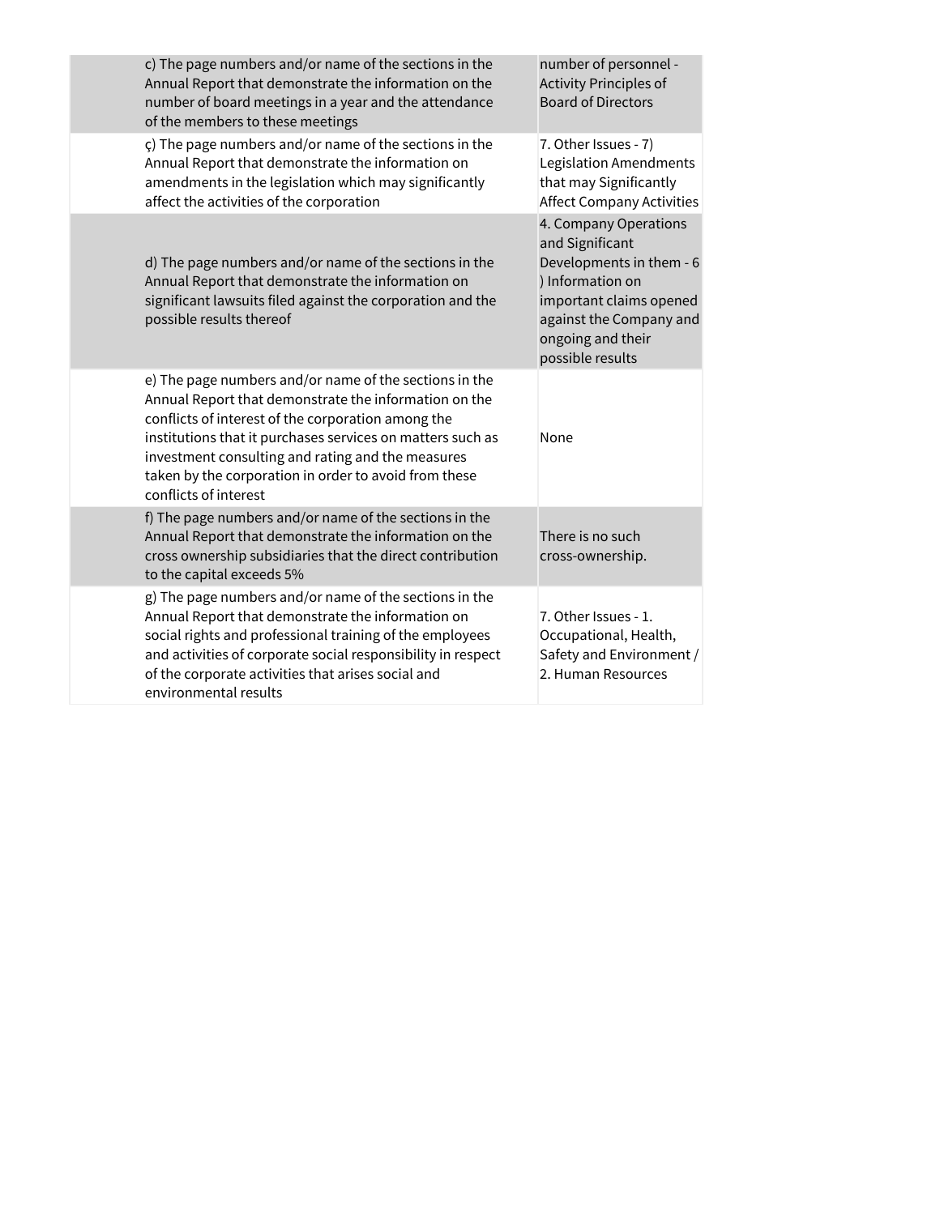| | | |
|---|---|---|
| | c) The page numbers and/or name of the sections in the Annual Report that demonstrate the information on the number of board meetings in a year and the attendance of the members to these meetings | number of personnel - Activity Principles of Board of Directors |
| | ç) The page numbers and/or name of the sections in the Annual Report that demonstrate the information on amendments in the legislation which may significantly affect the activities of the corporation | 7. Other Issues - 7) Legislation Amendments that may Significantly Affect Company Activities |
| | d) The page numbers and/or name of the sections in the Annual Report that demonstrate the information on significant lawsuits filed against the corporation and the possible results thereof | 4. Company Operations and Significant Developments in them - 6 ) Information on important claims opened against the Company and ongoing and their possible results |
| | e) The page numbers and/or name of the sections in the Annual Report that demonstrate the information on the conflicts of interest of the corporation among the institutions that it purchases services on matters such as investment consulting and rating and the measures taken by the corporation in order to avoid from these conflicts of interest | None |
| | f) The page numbers and/or name of the sections in the Annual Report that demonstrate the information on the cross ownership subsidiaries that the direct contribution to the capital exceeds 5% | There is no such cross-ownership. |
| | g) The page numbers and/or name of the sections in the Annual Report that demonstrate the information on social rights and professional training of the employees and activities of corporate social responsibility in respect of the corporate activities that arises social and environmental results | 7. Other Issues - 1. Occupational, Health, Safety and Environment / 2. Human Resources |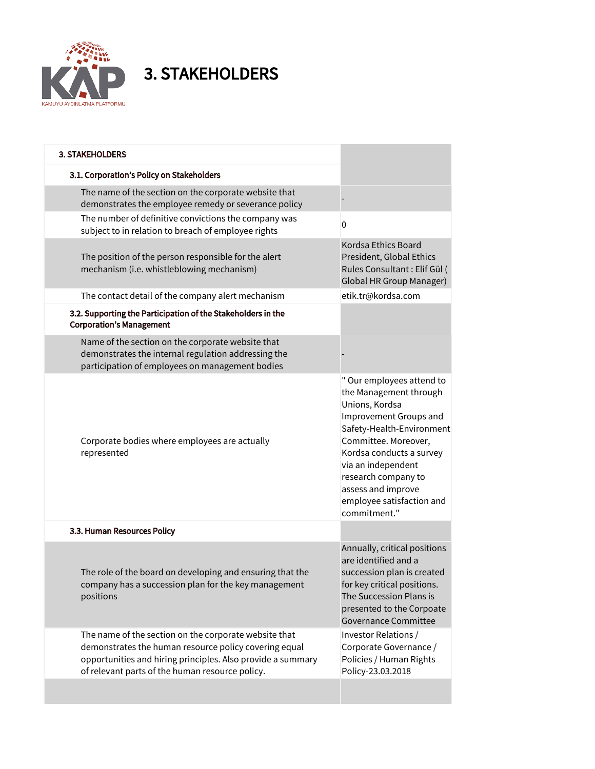# 3. STAKEHOLDERS

| 3. STAKEHOLDERS | |
|---|---|
| **3.1. Corporation's Policy on Stakeholders** | |
| The name of the section on the corporate website that demonstrates the employee remedy or severance policy | - |
| The number of definitive convictions the company was subject to in relation to breach of employee rights | 0 |
| The position of the person responsible for the alert mechanism (i.e. whistleblowing mechanism) | Kordsa Ethics Board President, Global Ethics Rules Consultant : Elif Gül ( Global HR Group Manager) |
| The contact detail of the company alert mechanism | etik.tr@kordsa.com |
| **3.2. Supporting the Participation of the Stakeholders in the Corporation's Management** | |
| Name of the section on the corporate website that demonstrates the internal regulation addressing the participation of employees on management bodies | - |
| Corporate bodies where employees are actually represented | " Our employees attend to the Management through Unions, Kordsa Improvement Groups and Safety-Health-Environment Committee. Moreover, Kordsa conducts a survey via an independent research company to assess and improve employee satisfaction and commitment." |
| **3.3. Human Resources Policy** | |
| The role of the board on developing and ensuring that the company has a succession plan for the key management positions | Annually, critical positions are identified and a succession plan is created for key critical positions. The Succession Plans is presented to the Corpoate Governance Committee |
| The name of the section on the corporate website that demonstrates the human resource policy covering equal opportunities and hiring principles. Also provide a summary of relevant parts of the human resource policy. | Investor Relations / Corporate Governance / Policies / Human Rights Policy-23.03.2018 |
| | |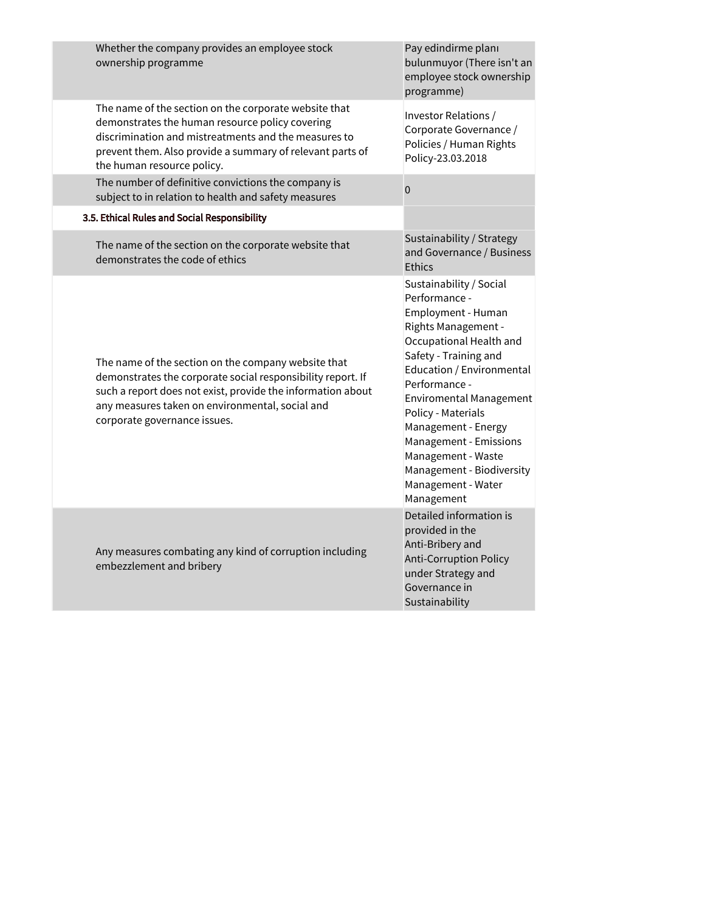| | |
|---|---|
| Whether the company provides an employee stock ownership programme | Pay edindirme planı bulunmuyor (There isn't an employee stock ownership programme) |
| The name of the section on the corporate website that demonstrates the human resource policy covering discrimination and mistreatments and the measures to prevent them. Also provide a summary of relevant parts of the human resource policy. | Investor Relations / Corporate Governance / Policies / Human Rights Policy-23.03.2018 |
| The number of definitive convictions the company is subject to in relation to health and safety measures | 0 |
| **3.5. Ethical Rules and Social Responsibility** | |
| The name of the section on the corporate website that demonstrates the code of ethics | Sustainability / Strategy and Governance / Business Ethics |
| The name of the section on the company website that demonstrates the corporate social responsibility report. If such a report does not exist, provide the information about any measures taken on environmental, social and corporate governance issues. | Sustainability / Social Performance - Employment - Human Rights Management - Occupational Health and Safety - Training and Education / Environmental Performance - Enviromental Management Policy - Materials Management - Energy Management - Emissions Management - Waste Management - Biodiversity Management - Water Management |
| Any measures combating any kind of corruption including embezzlement and bribery | Detailed information is provided in the Anti-Bribery and Anti-Corruption Policy under Strategy and Governance in Sustainability |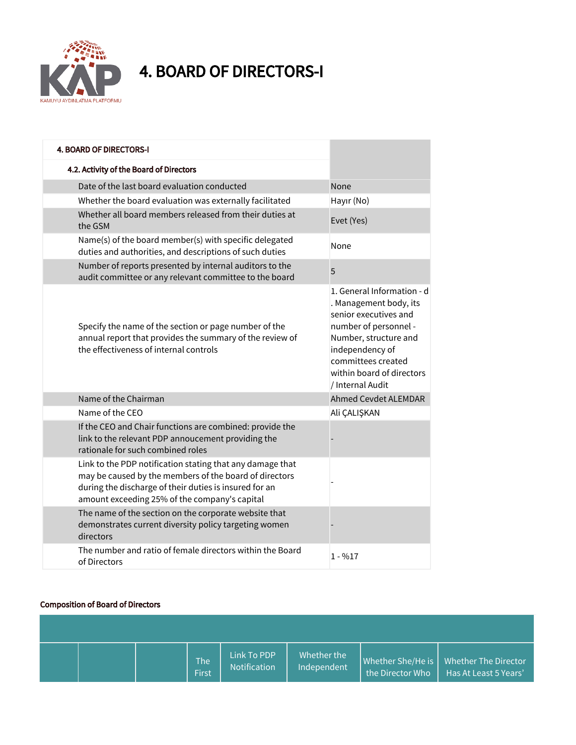# 4. BOARD OF DIRECTORS-I

| 4. BOARD OF DIRECTORS-I | |
|---|---|
| **4.2. Activity of the Board of Directors** | |
| Date of the last board evaluation conducted | None |
| Whether the board evaluation was externally facilitated | Hayır (No) |
| Whether all board members released from their duties at the GSM | Evet (Yes) |
| Name(s) of the board member(s) with specific delegated duties and authorities, and descriptions of such duties | None |
| Number of reports presented by internal auditors to the audit committee or any relevant committee to the board | 5 |
| Specify the name of the section or page number of the annual report that provides the summary of the review of the effectiveness of internal controls | 1. General Information - d . Management body, its senior executives and number of personnel - Number, structure and independency of committees created within board of directors / Internal Audit |
| Name of the Chairman | Ahmed Cevdet ALEMDAR |
| Name of the CEO | Ali ÇALIŞKAN |
| If the CEO and Chair functions are combined: provide the link to the relevant PDP annoucement providing the rationale for such combined roles | - |
| Link to the PDP notification stating that any damage that may be caused by the members of the board of directors during the discharge of their duties is insured for an amount exceeding 25% of the company's capital | - |
| The name of the section on the corporate website that demonstrates current diversity policy targeting women directors | - |
| The number and ratio of female directors within the Board of Directors | 1 - %17 |

**Composition of Board of Directors**

| | | | The First | Link To PDP Notification | Whether the Independent | Whether She/He is the Director Who | Whether The Director Has At Least 5 Years' |
|---|---|---|---|---|---|---|---|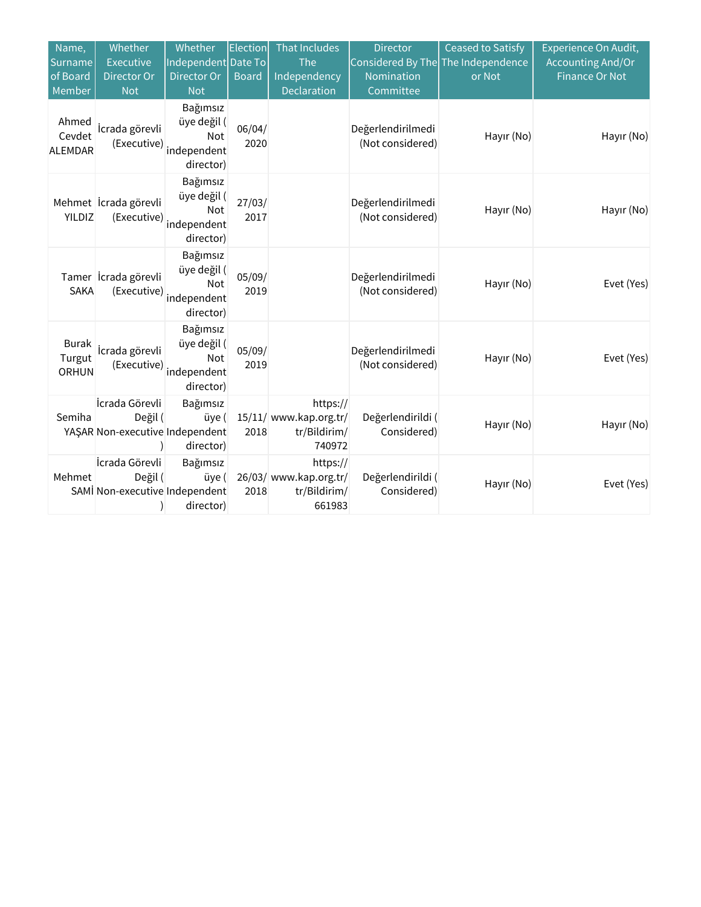| Name, Surname of Board Member | Whether Executive Director Or Not | Whether Independent Director Or Not | Election Date To Board | That Includes The Independency Declaration | Director Considered By The Nomination Committee | Ceased to Satisfy The Independence or Not | Experience On Audit, Accounting And/Or Finance Or Not |
|---|---|---|---|---|---|---|---|
| Ahmed Cevdet ALEMDAR | İcrada görevli (Executive) | Bağımsız üye değil (Not independent director) | 06/04/2020 | | Değerlendirilmedi (Not considered) | Hayır (No) | Hayır (No) |
| Mehmet YILDIZ | İcrada görevli (Executive) | Bağımsız üye değil (Not independent director) | 27/03/2017 | | Değerlendirilmedi (Not considered) | Hayır (No) | Hayır (No) |
| Tamer SAKA | İcrada görevli (Executive) | Bağımsız üye değil (Not independent director) | 05/09/2019 | | Değerlendirilmedi (Not considered) | Hayır (No) | Evet (Yes) |
| Burak Turgut ORHUN | İcrada görevli (Executive) | Bağımsız üye değil (Not independent director) | 05/09/2019 | | Değerlendirilmedi (Not considered) | Hayır (No) | Evet (Yes) |
| Semiha YAŞAR | İcrada Görevli Değil (Non-executive) | Bağımsız üye (Independent director) | 15/11/2018 | https://www.kap.org.tr/tr/Bildirim/740972 | Değerlendirildi (Considered) | Hayır (No) | Hayır (No) |
| Mehmet SAMİ | İcrada Görevli Değil (Non-executive) | Bağımsız üye (Independent director) | 26/03/2018 | https://www.kap.org.tr/tr/Bildirim/661983 | Değerlendirildi (Considered) | Hayır (No) | Evet (Yes) |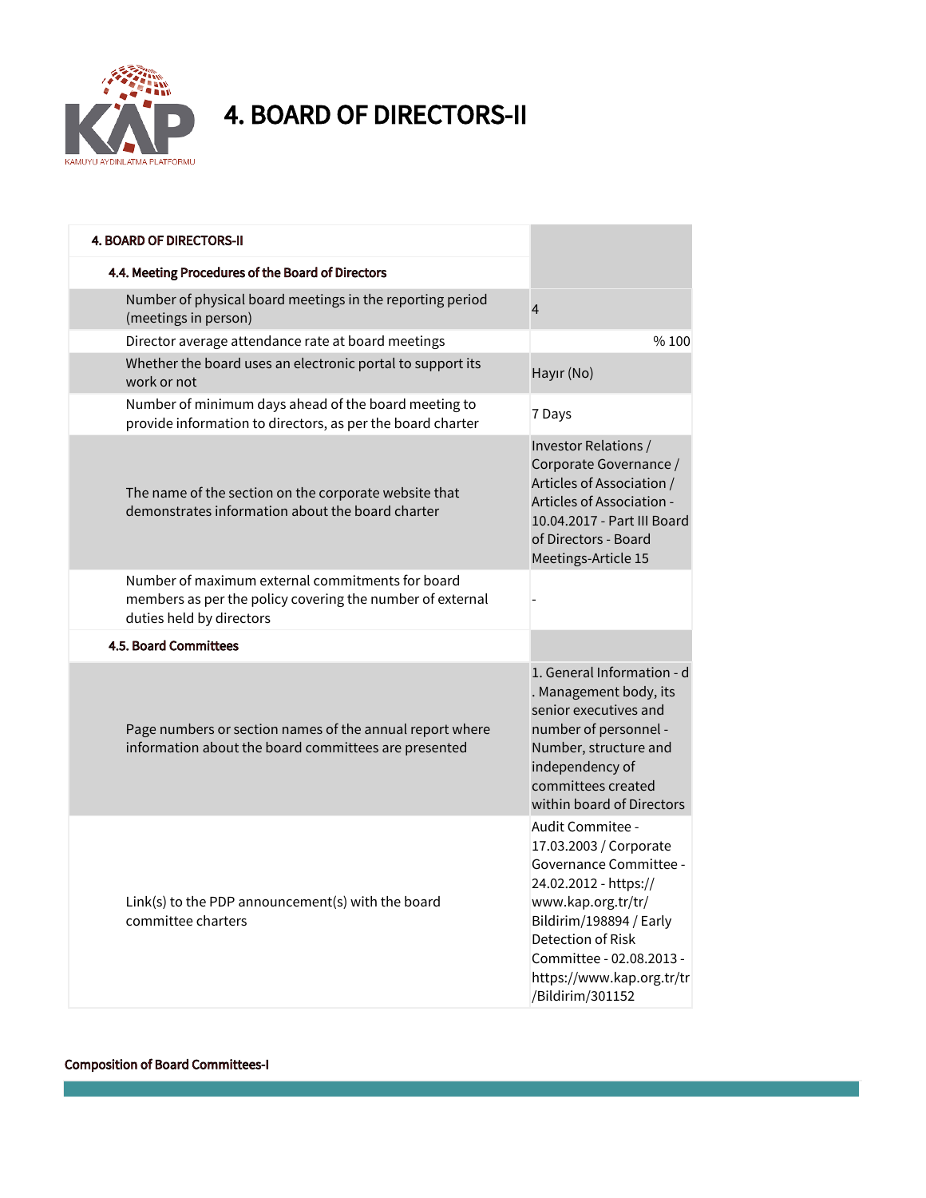# 4. BOARD OF DIRECTORS-II

| 4. BOARD OF DIRECTORS-II | |
|---|---|
| **4.4. Meeting Procedures of the Board of Directors** | |
| Number of physical board meetings in the reporting period (meetings in person) | 4 |
| Director average attendance rate at board meetings | % 100 |
| Whether the board uses an electronic portal to support its work or not | Hayır (No) |
| Number of minimum days ahead of the board meeting to provide information to directors, as per the board charter | 7 Days |
| The name of the section on the corporate website that demonstrates information about the board charter | Investor Relations / Corporate Governance / Articles of Association / Articles of Association - 10.04.2017 - Part III Board of Directors - Board Meetings-Article 15 |
| Number of maximum external commitments for board members as per the policy covering the number of external duties held by directors | - |
| **4.5. Board Committees** | |
| Page numbers or section names of the annual report where information about the board committees are presented | 1. General Information - d . Management body, its senior executives and number of personnel - Number, structure and independency of committees created within board of Directors |
| Link(s) to the PDP announcement(s) with the board committee charters | Audit Commitee - 17.03.2003 / Corporate Governance Committee - 24.02.2012 - https://www.kap.org.tr/tr/Bildirim/198894 / Early Detection of Risk Committee - 02.08.2013 - https://www.kap.org.tr/tr/Bildirim/301152 |

**Composition of Board Committees-I**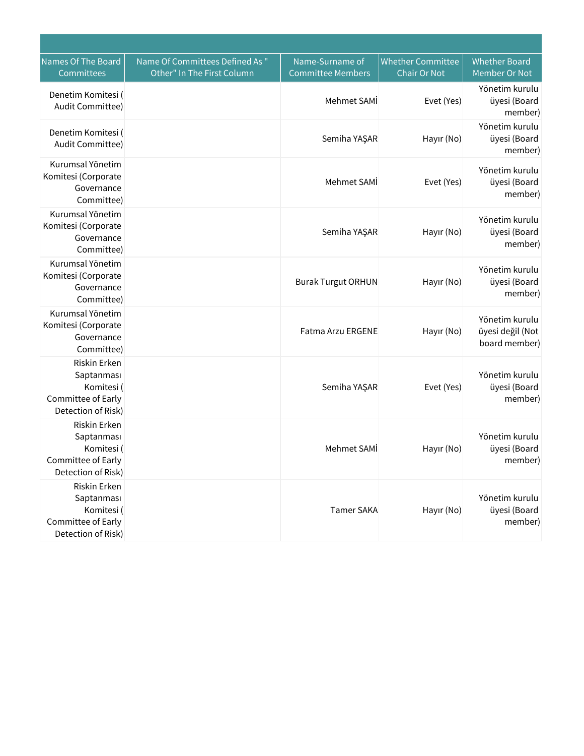| Names Of The Board Committees | Name Of Committees Defined As " Other" In The First Column | Name-Surname of Committee Members | Whether Committee Chair Or Not | Whether Board Member Or Not |
|---|---|---|---|---|
| Denetim Komitesi ( Audit Committee) | | Mehmet SAMİ | Evet (Yes) | Yönetim kurulu üyesi (Board member) |
| Denetim Komitesi ( Audit Committee) | | Semiha YAŞAR | Hayır (No) | Yönetim kurulu üyesi (Board member) |
| Kurumsal Yönetim Komitesi (Corporate Governance Committee) | | Mehmet SAMİ | Evet (Yes) | Yönetim kurulu üyesi (Board member) |
| Kurumsal Yönetim Komitesi (Corporate Governance Committee) | | Semiha YAŞAR | Hayır (No) | Yönetim kurulu üyesi (Board member) |
| Kurumsal Yönetim Komitesi (Corporate Governance Committee) | | Burak Turgut ORHUN | Hayır (No) | Yönetim kurulu üyesi (Board member) |
| Kurumsal Yönetim Komitesi (Corporate Governance Committee) | | Fatma Arzu ERGENE | Hayır (No) | Yönetim kurulu üyesi değil (Not board member) |
| Riskin Erken Saptanması Komitesi ( Committee of Early Detection of Risk) | | Semiha YAŞAR | Evet (Yes) | Yönetim kurulu üyesi (Board member) |
| Riskin Erken Saptanması Komitesi ( Committee of Early Detection of Risk) | | Mehmet SAMİ | Hayır (No) | Yönetim kurulu üyesi (Board member) |
| Riskin Erken Saptanması Komitesi ( Committee of Early Detection of Risk) | | Tamer SAKA | Hayır (No) | Yönetim kurulu üyesi (Board member) |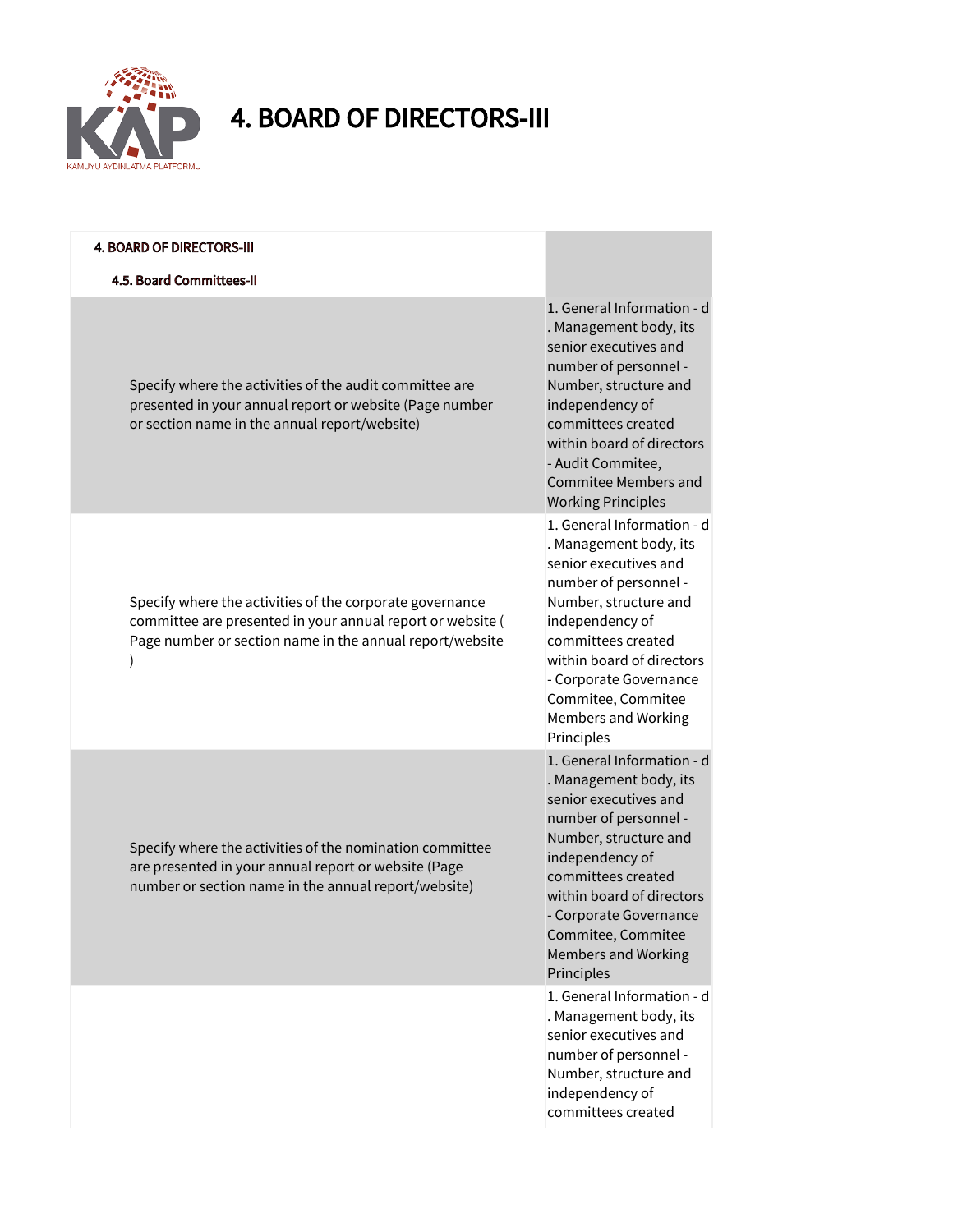# 4. BOARD OF DIRECTORS-III

| 4. BOARD OF DIRECTORS-III | |
|---|---|
| 4.5. Board Committees-II | |
| Specify where the activities of the audit committee are presented in your annual report or website (Page number or section name in the annual report/website) | 1. General Information - d . Management body, its senior executives and number of personnel - Number, structure and independency of committees created within board of directors - Audit Commitee, Commitee Members and Working Principles |
| Specify where the activities of the corporate governance committee are presented in your annual report or website ( Page number or section name in the annual report/website ) | 1. General Information - d . Management body, its senior executives and number of personnel - Number, structure and independency of committees created within board of directors - Corporate Governance Commitee, Commitee Members and Working Principles |
| Specify where the activities of the nomination committee are presented in your annual report or website (Page number or section name in the annual report/website) | 1. General Information - d . Management body, its senior executives and number of personnel - Number, structure and independency of committees created within board of directors - Corporate Governance Commitee, Commitee Members and Working Principles |
| | 1. General Information - d . Management body, its senior executives and number of personnel - Number, structure and independency of committees created |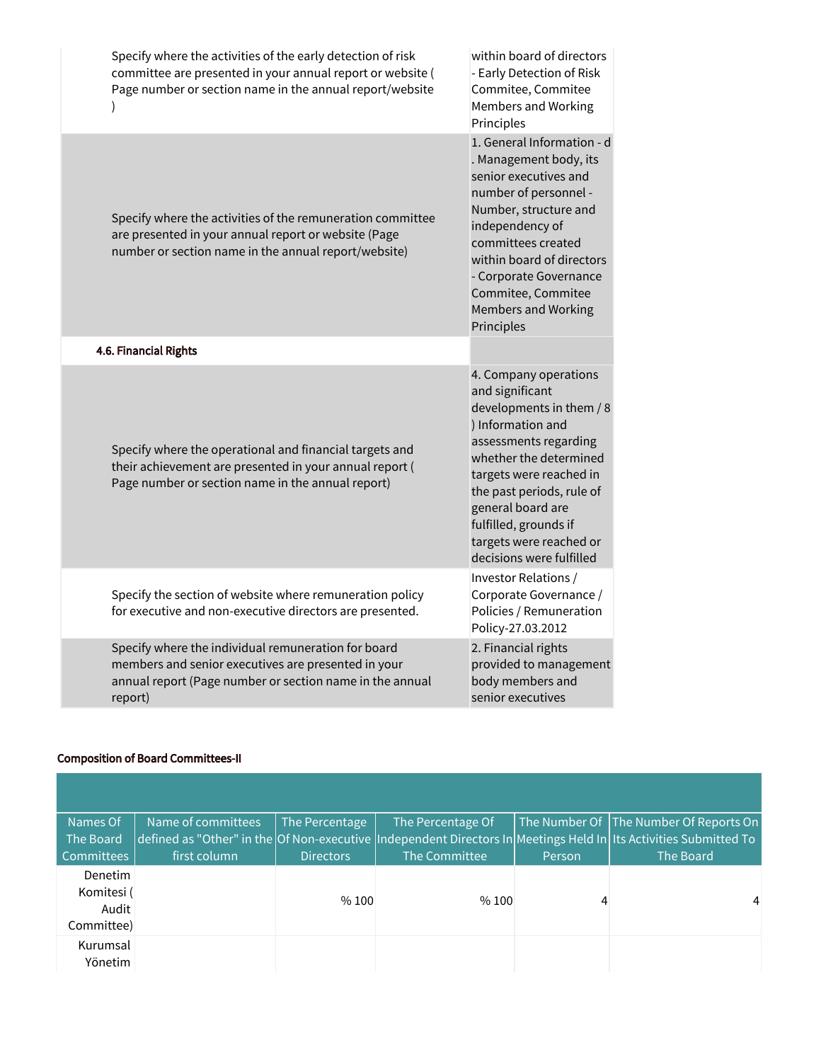| | |
|---|---|
| Specify where the activities of the early detection of risk committee are presented in your annual report or website ( Page number or section name in the annual report/website ) | within board of directors - Early Detection of Risk Commitee, Commitee Members and Working Principles |
| Specify where the activities of the remuneration committee are presented in your annual report or website (Page number or section name in the annual report/website) | 1. General Information - d . Management body, its senior executives and number of personnel - Number, structure and independency of committees created within board of directors - Corporate Governance Commitee, Commitee Members and Working Principles |
| **4.6. Financial Rights** | |
| Specify where the operational and financial targets and their achievement are presented in your annual report ( Page number or section name in the annual report) | 4. Company operations and significant developments in them / 8 ) Information and assessments regarding whether the determined targets were reached in the past periods, rule of general board are fulfilled, grounds if targets were reached or decisions were fulfilled |
| Specify the section of website where remuneration policy for executive and non-executive directors are presented. | Investor Relations / Corporate Governance / Policies / Remuneration Policy-27.03.2012 |
| Specify where the individual remuneration for board members and senior executives are presented in your annual report (Page number or section name in the annual report) | 2. Financial rights provided to management body members and senior executives |

**Composition of Board Committees-II**

| Names Of The Board Committees | Name of committees defined as "Other" in the first column | The Percentage Of Non-executive Directors | The Percentage Of Independent Directors In The Committee | The Number Of Meetings Held In Person | The Number Of Reports On Its Activities Submitted To The Board |
|---|---|---|---|---|---|
| Denetim Komitesi ( Audit Committee) | | % 100 | % 100 | 4 | 4 |
| Kurumsal Yönetim | | | | | |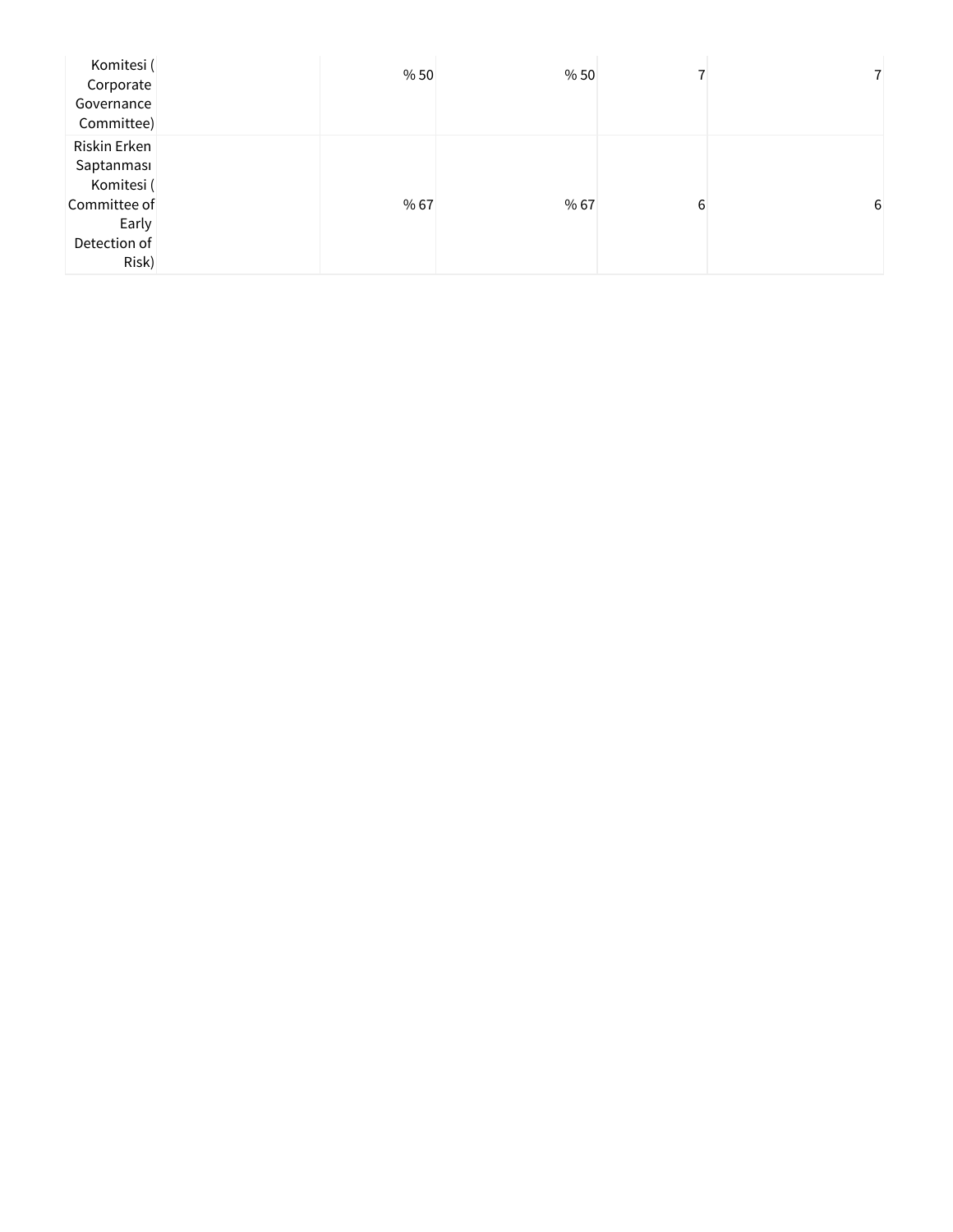| | | | | | |
|---|---|---|---|---|---|
| Komitesi ( Corporate Governance Committee) | | % 50 | % 50 | 7 | 7 |
| Riskin Erken Saptanması Komitesi ( Committee of Early Detection of Risk) | | % 67 | % 67 | 6 | 6 |